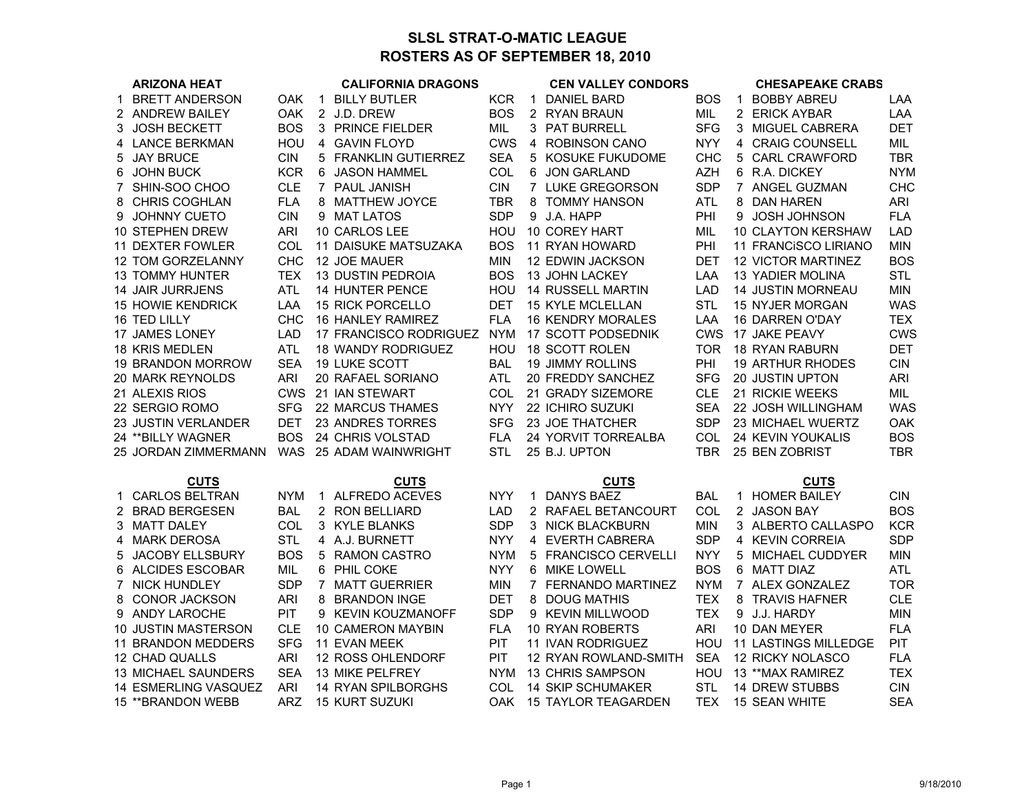# SLSL STRAT-O-MATIC LEAGUE
## ROSTERS AS OF SEPTEMBER 18, 2010

| | ARIZONA HEAT | | | CALIFORNIA DRAGONS | | | CEN VALLEY CONDORS | | | CHESAPEAKE CRABS | |
|---|---|---|---|---|---|---|---|---|---|---|---|
| 1 | BRETT ANDERSON | OAK | 1 | BILLY BUTLER | KCR | 1 | DANIEL BARD | BOS | 1 | BOBBY ABREU | LAA |
| 2 | ANDREW BAILEY | OAK | 2 | J.D. DREW | BOS | 2 | RYAN BRAUN | MIL | 2 | ERICK AYBAR | LAA |
| 3 | JOSH BECKETT | BOS | 3 | PRINCE FIELDER | MIL | 3 | PAT BURRELL | SFG | 3 | MIGUEL CABRERA | DET |
| 4 | LANCE BERKMAN | HOU | 4 | GAVIN FLOYD | CWS | 4 | ROBINSON CANO | NYY | 4 | CRAIG COUNSELL | MIL |
| 5 | JAY BRUCE | CIN | 5 | FRANKLIN GUTIERREZ | SEA | 5 | KOSUKE FUKUDOME | CHC | 5 | CARL CRAWFORD | TBR |
| 6 | JOHN BUCK | KCR | 6 | JASON HAMMEL | COL | 6 | JON GARLAND | AZH | 6 | R.A. DICKEY | NYM |
| 7 | SHIN-SOO CHOO | CLE | 7 | PAUL JANISH | CIN | 7 | LUKE GREGORSON | SDP | 7 | ANGEL GUZMAN | CHC |
| 8 | CHRIS COGHLAN | FLA | 8 | MATTHEW JOYCE | TBR | 8 | TOMMY HANSON | ATL | 8 | DAN HAREN | ARI |
| 9 | JOHNNY CUETO | CIN | 9 | MAT LATOS | SDP | 9 | J.A. HAPP | PHI | 9 | JOSH JOHNSON | FLA |
| 10 | STEPHEN DREW | ARI | 10 | CARLOS LEE | HOU | 10 | COREY HART | MIL | 10 | CLAYTON KERSHAW | LAD |
| 11 | DEXTER FOWLER | COL | 11 | DAISUKE MATSUZAKA | BOS | 11 | RYAN HOWARD | PHI | 11 | FRANCiSCO LIRIANO | MIN |
| 12 | TOM GORZELANNY | CHC | 12 | JOE MAUER | MIN | 12 | EDWIN JACKSON | DET | 12 | VICTOR MARTINEZ | BOS |
| 13 | TOMMY HUNTER | TEX | 13 | DUSTIN PEDROIA | BOS | 13 | JOHN LACKEY | LAA | 13 | YADIER MOLINA | STL |
| 14 | JAIR JURRJENS | ATL | 14 | HUNTER PENCE | HOU | 14 | RUSSELL MARTIN | LAD | 14 | JUSTIN MORNEAU | MIN |
| 15 | HOWIE KENDRICK | LAA | 15 | RICK PORCELLO | DET | 15 | KYLE MCLELLAN | STL | 15 | NYJER MORGAN | WAS |
| 16 | TED LILLY | CHC | 16 | HANLEY RAMIREZ | FLA | 16 | KENDRY MORALES | LAA | 16 | DARREN O'DAY | TEX |
| 17 | JAMES LONEY | LAD | 17 | FRANCISCO RODRIGUEZ | NYM | 17 | SCOTT PODSEDNIK | CWS | 17 | JAKE PEAVY | CWS |
| 18 | KRIS MEDLEN | ATL | 18 | WANDY RODRIGUEZ | HOU | 18 | SCOTT ROLEN | TOR | 18 | RYAN RABURN | DET |
| 19 | BRANDON MORROW | SEA | 19 | LUKE SCOTT | BAL | 19 | JIMMY ROLLINS | PHI | 19 | ARTHUR RHODES | CIN |
| 20 | MARK REYNOLDS | ARI | 20 | RAFAEL SORIANO | ATL | 20 | FREDDY SANCHEZ | SFG | 20 | JUSTIN UPTON | ARI |
| 21 | ALEXIS RIOS | CWS | 21 | IAN STEWART | COL | 21 | GRADY SIZEMORE | CLE | 21 | RICKIE WEEKS | MIL |
| 22 | SERGIO ROMO | SFG | 22 | MARCUS THAMES | NYY | 22 | ICHIRO SUZUKI | SEA | 22 | JOSH WILLINGHAM | WAS |
| 23 | JUSTIN VERLANDER | DET | 23 | ANDRES TORRES | SFG | 23 | JOE THATCHER | SDP | 23 | MICHAEL WUERTZ | OAK |
| 24 | **BILLY WAGNER | BOS | 24 | CHRIS VOLSTAD | FLA | 24 | YORVIT TORREALBA | COL | 24 | KEVIN YOUKALIS | BOS |
| 25 | JORDAN ZIMMERMANN | WAS | 25 | ADAM WAINWRIGHT | STL | 25 | B.J. UPTON | TBR | 25 | BEN ZOBRIST | TBR |

| | CUTS | | | CUTS | | | CUTS | | | CUTS | |
|---|---|---|---|---|---|---|---|---|---|---|---|
| 1 | CARLOS BELTRAN | NYM | 1 | ALFREDO ACEVES | NYY | 1 | DANYS BAEZ | BAL | 1 | HOMER BAILEY | CIN |
| 2 | BRAD BERGESEN | BAL | 2 | RON BELLIARD | LAD | 2 | RAFAEL BETANCOURT | COL | 2 | JASON BAY | BOS |
| 3 | MATT DALEY | COL | 3 | KYLE BLANKS | SDP | 3 | NICK BLACKBURN | MIN | 3 | ALBERTO CALLASPO | KCR |
| 4 | MARK DEROSA | STL | 4 | A.J. BURNETT | NYY | 4 | EVERTH CABRERA | SDP | 4 | KEVIN CORREIA | SDP |
| 5 | JACOBY ELLSBURY | BOS | 5 | RAMON CASTRO | NYM | 5 | FRANCISCO CERVELLI | NYY | 5 | MICHAEL CUDDYER | MIN |
| 6 | ALCIDES ESCOBAR | MIL | 6 | PHIL COKE | NYY | 6 | MIKE LOWELL | BOS | 6 | MATT DIAZ | ATL |
| 7 | NICK HUNDLEY | SDP | 7 | MATT GUERRIER | MIN | 7 | FERNANDO MARTINEZ | NYM | 7 | ALEX GONZALEZ | TOR |
| 8 | CONOR JACKSON | ARI | 8 | BRANDON INGE | DET | 8 | DOUG MATHIS | TEX | 8 | TRAVIS HAFNER | CLE |
| 9 | ANDY LAROCHE | PIT | 9 | KEVIN KOUZMANOFF | SDP | 9 | KEVIN MILLWOOD | TEX | 9 | J.J. HARDY | MIN |
| 10 | JUSTIN MASTERSON | CLE | 10 | CAMERON MAYBIN | FLA | 10 | RYAN ROBERTS | ARI | 10 | DAN MEYER | FLA |
| 11 | BRANDON MEDDERS | SFG | 11 | EVAN MEEK | PIT | 11 | IVAN RODRIGUEZ | HOU | 11 | LASTINGS MILLEDGE | PIT |
| 12 | CHAD QUALLS | ARI | 12 | ROSS OHLENDORF | PIT | 12 | RYAN ROWLAND-SMITH | SEA | 12 | RICKY NOLASCO | FLA |
| 13 | MICHAEL SAUNDERS | SEA | 13 | MIKE PELFREY | NYM | 13 | CHRIS SAMPSON | HOU | 13 | **MAX RAMIREZ | TEX |
| 14 | ESMERLING VASQUEZ | ARI | 14 | RYAN SPILBORGHS | COL | 14 | SKIP SCHUMAKER | STL | 14 | DREW STUBBS | CIN |
| 15 | **BRANDON WEBB | ARZ | 15 | KURT SUZUKI | OAK | 15 | TAYLOR TEAGARDEN | TEX | 15 | SEAN WHITE | SEA |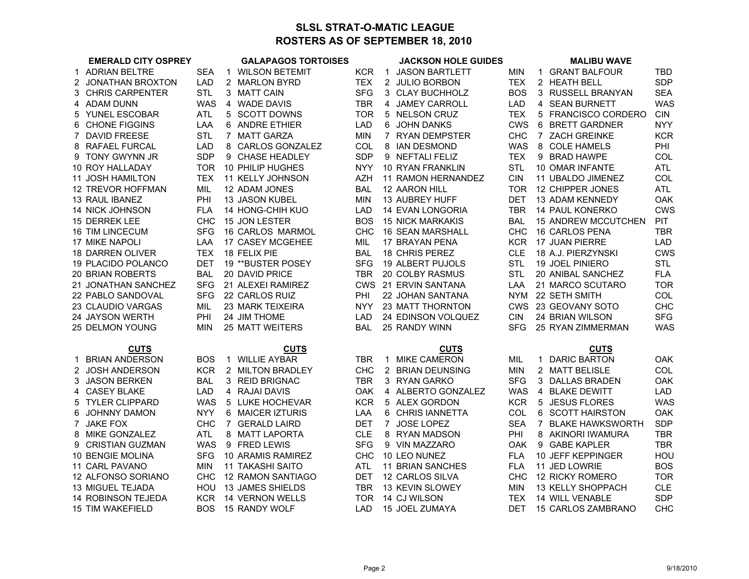# SLSL STRAT-O-MATIC LEAGUE
## ROSTERS AS OF SEPTEMBER 18, 2010

| # | EMERALD CITY OSPREY | | # | GALAPAGOS TORTOISES | | # | JACKSON HOLE GUIDES | | # | MALIBU WAVE | |
|---|---|---|---|---|---|---|---|---|---|---|---|
| 1 | ADRIAN BELTRE | SEA | 1 | WILSON BETEMIT | KCR | 1 | JASON BARTLETT | MIN | 1 | GRANT BALFOUR | TBD |
| 2 | JONATHAN BROXTON | LAD | 2 | MARLON BYRD | TEX | 2 | JULIO BORBON | TEX | 2 | HEATH BELL | SDP |
| 3 | CHRIS CARPENTER | STL | 3 | MATT CAIN | SFG | 3 | CLAY BUCHHOLZ | BOS | 3 | RUSSELL BRANYAN | SEA |
| 4 | ADAM DUNN | WAS | 4 | WADE DAVIS | TBR | 4 | JAMEY CARROLL | LAD | 4 | SEAN BURNETT | WAS |
| 5 | YUNEL ESCOBAR | ATL | 5 | SCOTT DOWNS | TOR | 5 | NELSON CRUZ | TEX | 5 | FRANCISCO CORDERO | CIN |
| 6 | CHONE FIGGINS | LAA | 6 | ANDRE ETHIER | LAD | 6 | JOHN DANKS | CWS | 6 | BRETT GARDNER | NYY |
| 7 | DAVID FREESE | STL | 7 | MATT GARZA | MIN | 7 | RYAN DEMPSTER | CHC | 7 | ZACH GREINKE | KCR |
| 8 | RAFAEL FURCAL | LAD | 8 | CARLOS GONZALEZ | COL | 8 | IAN DESMOND | WAS | 8 | COLE HAMELS | PHI |
| 9 | TONY GWYNN JR | SDP | 9 | CHASE HEADLEY | SDP | 9 | NEFTALI FELIZ | TEX | 9 | BRAD HAWPE | COL |
| 10 | ROY HALLADAY | TOR | 10 | PHILIP HUGHES | NYY | 10 | RYAN FRANKLIN | STL | 10 | OMAR INFANTE | ATL |
| 11 | JOSH HAMILTON | TEX | 11 | KELLY JOHNSON | AZH | 11 | RAMON HERNANDEZ | CIN | 11 | UBALDO JIMENEZ | COL |
| 12 | TREVOR HOFFMAN | MIL | 12 | ADAM JONES | BAL | 12 | AARON HILL | TOR | 12 | CHIPPER JONES | ATL |
| 13 | RAUL IBANEZ | PHI | 13 | JASON KUBEL | MIN | 13 | AUBREY HUFF | DET | 13 | ADAM KENNEDY | OAK |
| 14 | NICK JOHNSON | FLA | 14 | HONG-CHIH KUO | LAD | 14 | EVAN LONGORIA | TBR | 14 | PAUL KONERKO | CWS |
| 15 | DERREK LEE | CHC | 15 | JON LESTER | BOS | 15 | NICK MARKAKIS | BAL | 15 | ANDREW MCCUTCHEN | PIT |
| 16 | TIM LINCECUM | SFG | 16 | CARLOS MARMOL | CHC | 16 | SEAN MARSHALL | CHC | 16 | CARLOS PENA | TBR |
| 17 | MIKE NAPOLI | LAA | 17 | CASEY MCGEHEE | MIL | 17 | BRAYAN PENA | KCR | 17 | JUAN PIERRE | LAD |
| 18 | DARREN OLIVER | TEX | 18 | FELIX PIE | BAL | 18 | CHRIS PEREZ | CLE | 18 | A.J. PIERZYNSKI | CWS |
| 19 | PLACIDO POLANCO | DET | 19 | **BUSTER POSEY | SFG | 19 | ALBERT PUJOLS | STL | 19 | JOEL PINIERO | STL |
| 20 | BRIAN ROBERTS | BAL | 20 | DAVID PRICE | TBR | 20 | COLBY RASMUS | STL | 20 | ANIBAL SANCHEZ | FLA |
| 21 | JONATHAN SANCHEZ | SFG | 21 | ALEXEI RAMIREZ | CWS | 21 | ERVIN SANTANA | LAA | 21 | MARCO SCUTARO | TOR |
| 22 | PABLO SANDOVAL | SFG | 22 | CARLOS RUIZ | PHI | 22 | JOHAN SANTANA | NYM | 22 | SETH SMITH | COL |
| 23 | CLAUDIO VARGAS | MIL | 23 | MARK TEIXEIRA | NYY | 23 | MATT THORNTON | CWS | 23 | GEOVANY SOTO | CHC |
| 24 | JAYSON WERTH | PHI | 24 | JIM THOME | LAD | 24 | EDINSON VOLQUEZ | CIN | 24 | BRIAN WILSON | SFG |
| 25 | DELMON YOUNG | MIN | 25 | MATT WEITERS | BAL | 25 | RANDY WINN | SFG | 25 | RYAN ZIMMERMAN | WAS |

| # | CUTS | | # | CUTS | | # | CUTS | | # | CUTS | |
|---|---|---|---|---|---|---|---|---|---|---|---|
| 1 | BRIAN ANDERSON | BOS | 1 | WILLIE AYBAR | TBR | 1 | MIKE CAMERON | MIL | 1 | DARIC BARTON | OAK |
| 2 | JOSH ANDERSON | KCR | 2 | MILTON BRADLEY | CHC | 2 | BRIAN DEUNSING | MIN | 2 | MATT BELISLE | COL |
| 3 | JASON BERKEN | BAL | 3 | REID BRIGNAC | TBR | 3 | RYAN GARKO | SFG | 3 | DALLAS BRADEN | OAK |
| 4 | CASEY BLAKE | LAD | 4 | RAJAI DAVIS | OAK | 4 | ALBERTO GONZALEZ | WAS | 4 | BLAKE DEWITT | LAD |
| 5 | TYLER CLIPPARD | WAS | 5 | LUKE HOCHEVAR | KCR | 5 | ALEX GORDON | KCR | 5 | JESUS FLORES | WAS |
| 6 | JOHNNY DAMON | NYY | 6 | MAICER IZTURIS | LAA | 6 | CHRIS IANNETTA | COL | 6 | SCOTT HAIRSTON | OAK |
| 7 | JAKE FOX | CHC | 7 | GERALD LAIRD | DET | 7 | JOSE LOPEZ | SEA | 7 | BLAKE HAWKSWORTH | SDP |
| 8 | MIKE GONZALEZ | ATL | 8 | MATT LAPORTA | CLE | 8 | RYAN MADSON | PHI | 8 | AKINORI IWAMURA | TBR |
| 9 | CRISTIAN GUZMAN | WAS | 9 | FRED LEWIS | SFG | 9 | VIN MAZZARO | OAK | 9 | GABE KAPLER | TBR |
| 10 | BENGIE MOLINA | SFG | 10 | ARAMIS RAMIREZ | CHC | 10 | LEO NUNEZ | FLA | 10 | JEFF KEPPINGER | HOU |
| 11 | CARL PAVANO | MIN | 11 | TAKASHI SAITO | ATL | 11 | BRIAN SANCHES | FLA | 11 | JED LOWRIE | BOS |
| 12 | ALFONSO SORIANO | CHC | 12 | RAMON SANTIAGO | DET | 12 | CARLOS SILVA | CHC | 12 | RICKY ROMERO | TOR |
| 13 | MIGUEL TEJADA | HOU | 13 | JAMES SHIELDS | TBR | 13 | KEVIN SLOWEY | MIN | 13 | KELLY SHOPPACH | CLE |
| 14 | ROBINSON TEJEDA | KCR | 14 | VERNON WELLS | TOR | 14 | CJ WILSON | TEX | 14 | WILL VENABLE | SDP |
| 15 | TIM WAKEFIELD | BOS | 15 | RANDY WOLF | LAD | 15 | JOEL ZUMAYA | DET | 15 | CARLOS ZAMBRANO | CHC |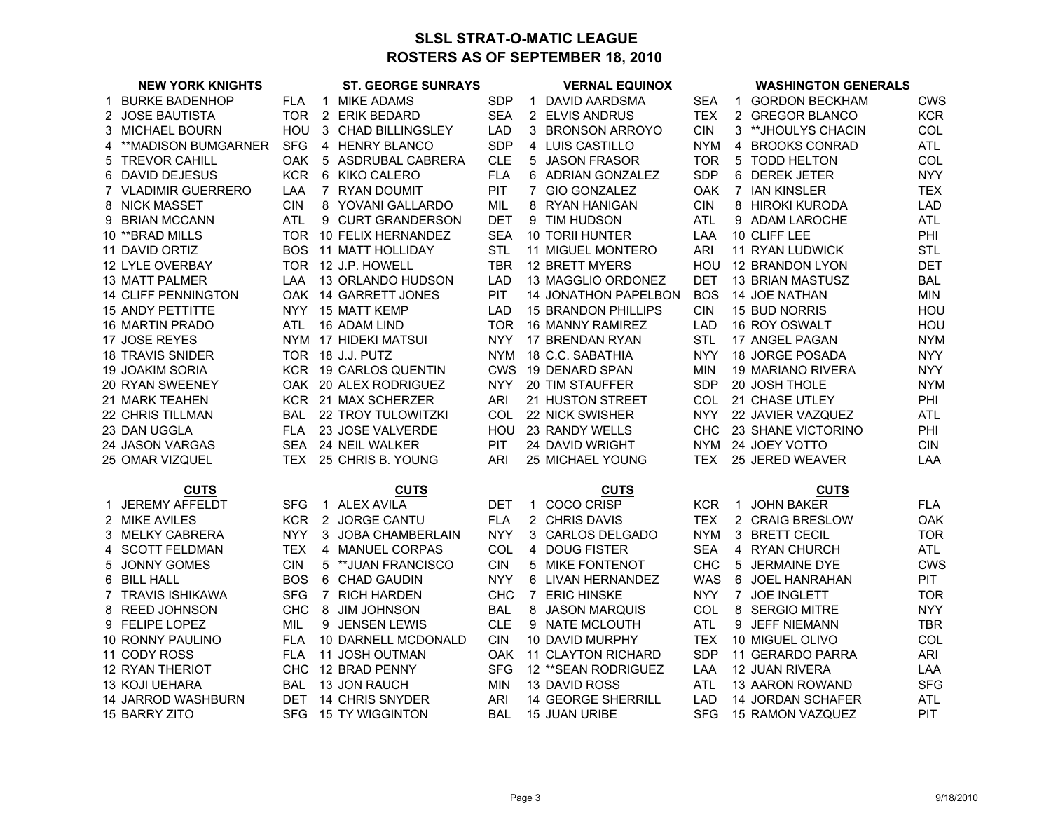## SLSL STRAT-O-MATIC LEAGUE
## ROSTERS AS OF SEPTEMBER 18, 2010

| NEW YORK KNIGHTS | | ST. GEORGE SUNRAYS | | VERNAL EQUINOX | | WASHINGTON GENERALS | |
|---|---|---|---|---|---|---|---|
| 1 BURKE BADENHOP | FLA | 1 MIKE ADAMS | SDP | 1 DAVID AARDSMA | SEA | 1 GORDON BECKHAM | CWS |
| 2 JOSE BAUTISTA | TOR | 2 ERIK BEDARD | SEA | 2 ELVIS ANDRUS | TEX | 2 GREGOR BLANCO | KCR |
| 3 MICHAEL BOURN | HOU | 3 CHAD BILLINGSLEY | LAD | 3 BRONSON ARROYO | CIN | 3 **JHOULYS CHACIN | COL |
| 4 **MADISON BUMGARNER | SFG | 4 HENRY BLANCO | SDP | 4 LUIS CASTILLO | NYM | 4 BROOKS CONRAD | ATL |
| 5 TREVOR CAHILL | OAK | 5 ASDRUBAL CABRERA | CLE | 5 JASON FRASOR | TOR | 5 TODD HELTON | COL |
| 6 DAVID DEJESUS | KCR | 6 KIKO CALERO | FLA | 6 ADRIAN GONZALEZ | SDP | 6 DEREK JETER | NYY |
| 7 VLADIMIR GUERRERO | LAA | 7 RYAN DOUMIT | PIT | 7 GIO GONZALEZ | OAK | 7 IAN KINSLER | TEX |
| 8 NICK MASSET | CIN | 8 YOVANI GALLARDO | MIL | 8 RYAN HANIGAN | CIN | 8 HIROKI KURODA | LAD |
| 9 BRIAN MCCANN | ATL | 9 CURT GRANDERSON | DET | 9 TIM HUDSON | ATL | 9 ADAM LAROCHE | ATL |
| 10 **BRAD MILLS | TOR | 10 FELIX HERNANDEZ | SEA | 10 TORII HUNTER | LAA | 10 CLIFF LEE | PHI |
| 11 DAVID ORTIZ | BOS | 11 MATT HOLLIDAY | STL | 11 MIGUEL MONTERO | ARI | 11 RYAN LUDWICK | STL |
| 12 LYLE OVERBAY | TOR | 12 J.P. HOWELL | TBR | 12 BRETT MYERS | HOU | 12 BRANDON LYON | DET |
| 13 MATT PALMER | LAA | 13 ORLANDO HUDSON | LAD | 13 MAGGLIO ORDONEZ | DET | 13 BRIAN MASTUSZ | BAL |
| 14 CLIFF PENNINGTON | OAK | 14 GARRETT JONES | PIT | 14 JONATHON PAPELBON | BOS | 14 JOE NATHAN | MIN |
| 15 ANDY PETTITTE | NYY | 15 MATT KEMP | LAD | 15 BRANDON PHILLIPS | CIN | 15 BUD NORRIS | HOU |
| 16 MARTIN PRADO | ATL | 16 ADAM LIND | TOR | 16 MANNY RAMIREZ | LAD | 16 ROY OSWALT | HOU |
| 17 JOSE REYES | NYM | 17 HIDEKI MATSUI | NYY | 17 BRENDAN RYAN | STL | 17 ANGEL PAGAN | NYM |
| 18 TRAVIS SNIDER | TOR | 18 J.J. PUTZ | NYM | 18 C.C. SABATHIA | NYY | 18 JORGE POSADA | NYY |
| 19 JOAKIM SORIA | KCR | 19 CARLOS QUENTIN | CWS | 19 DENARD SPAN | MIN | 19 MARIANO RIVERA | NYY |
| 20 RYAN SWEENEY | OAK | 20 ALEX RODRIGUEZ | NYY | 20 TIM STAUFFER | SDP | 20 JOSH THOLE | NYM |
| 21 MARK TEAHEN | KCR | 21 MAX SCHERZER | ARI | 21 HUSTON STREET | COL | 21 CHASE UTLEY | PHI |
| 22 CHRIS TILLMAN | BAL | 22 TROY TULOWITZKI | COL | 22 NICK SWISHER | NYY | 22 JAVIER VAZQUEZ | ATL |
| 23 DAN UGGLA | FLA | 23 JOSE VALVERDE | HOU | 23 RANDY WELLS | CHC | 23 SHANE VICTORINO | PHI |
| 24 JASON VARGAS | SEA | 24 NEIL WALKER | PIT | 24 DAVID WRIGHT | NYM | 24 JOEY VOTTO | CIN |
| 25 OMAR VIZQUEL | TEX | 25 CHRIS B. YOUNG | ARI | 25 MICHAEL YOUNG | TEX | 25 JERED WEAVER | LAA |

| CUTS | | CUTS | | CUTS | | CUTS | |
|---|---|---|---|---|---|---|---|
| 1 JEREMY AFFELDT | SFG | 1 ALEX AVILA | DET | 1 COCO CRISP | KCR | 1 JOHN BAKER | FLA |
| 2 MIKE AVILES | KCR | 2 JORGE CANTU | FLA | 2 CHRIS DAVIS | TEX | 2 CRAIG BRESLOW | OAK |
| 3 MELKY CABRERA | NYY | 3 JOBA CHAMBERLAIN | NYY | 3 CARLOS DELGADO | NYM | 3 BRETT CECIL | TOR |
| 4 SCOTT FELDMAN | TEX | 4 MANUEL CORPAS | COL | 4 DOUG FISTER | SEA | 4 RYAN CHURCH | ATL |
| 5 JONNY GOMES | CIN | 5 **JUAN FRANCISCO | CIN | 5 MIKE FONTENOT | CHC | 5 JERMAINE DYE | CWS |
| 6 BILL HALL | BOS | 6 CHAD GAUDIN | NYY | 6 LIVAN HERNANDEZ | WAS | 6 JOEL HANRAHAN | PIT |
| 7 TRAVIS ISHIKAWA | SFG | 7 RICH HARDEN | CHC | 7 ERIC HINSKE | NYY | 7 JOE INGLETT | TOR |
| 8 REED JOHNSON | CHC | 8 JIM JOHNSON | BAL | 8 JASON MARQUIS | COL | 8 SERGIO MITRE | NYY |
| 9 FELIPE LOPEZ | MIL | 9 JENSEN LEWIS | CLE | 9 NATE MCLOUTH | ATL | 9 JEFF NIEMANN | TBR |
| 10 RONNY PAULINO | FLA | 10 DARNELL MCDONALD | CIN | 10 DAVID MURPHY | TEX | 10 MIGUEL OLIVO | COL |
| 11 CODY ROSS | FLA | 11 JOSH OUTMAN | OAK | 11 CLAYTON RICHARD | SDP | 11 GERARDO PARRA | ARI |
| 12 RYAN THERIOT | CHC | 12 BRAD PENNY | SFG | 12 **SEAN RODRIGUEZ | LAA | 12 JUAN RIVERA | LAA |
| 13 KOJI UEHARA | BAL | 13 JON RAUCH | MIN | 13 DAVID ROSS | ATL | 13 AARON ROWAND | SFG |
| 14 JARROD WASHBURN | DET | 14 CHRIS SNYDER | ARI | 14 GEORGE SHERRILL | LAD | 14 JORDAN SCHAFER | ATL |
| 15 BARRY ZITO | SFG | 15 TY WIGGINTON | BAL | 15 JUAN URIBE | SFG | 15 RAMON VAZQUEZ | PIT |